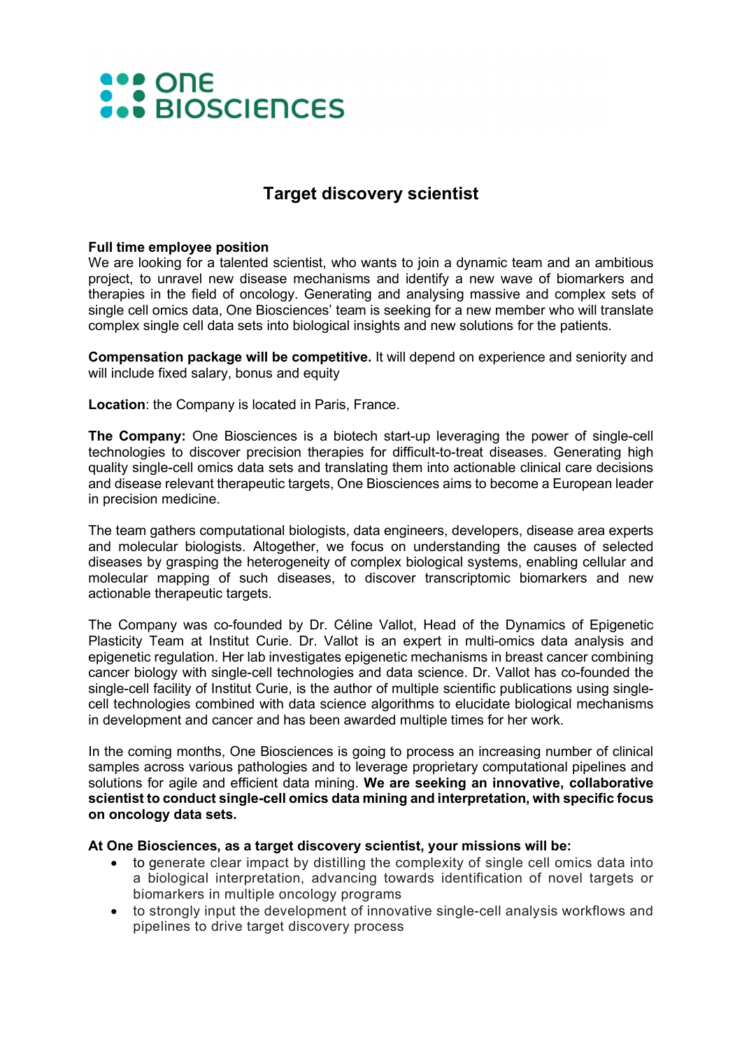# Target discovery scientist

**Full time employee position**
We are looking for a talented scientist, who wants to join a dynamic team and an ambitious project, to unravel new disease mechanisms and identify a new wave of biomarkers and therapies in the field of oncology. Generating and analysing massive and complex sets of single cell omics data, One Biosciences' team is seeking for a new member who will translate complex single cell data sets into biological insights and new solutions for the patients.

**Compensation package will be competitive.** It will depend on experience and seniority and will include fixed salary, bonus and equity

**Location**: the Company is located in Paris, France.

**The Company:** One Biosciences is a biotech start-up leveraging the power of single-cell technologies to discover precision therapies for difficult-to-treat diseases. Generating high quality single-cell omics data sets and translating them into actionable clinical care decisions and disease relevant therapeutic targets, One Biosciences aims to become a European leader in precision medicine.

The team gathers computational biologists, data engineers, developers, disease area experts and molecular biologists. Altogether, we focus on understanding the causes of selected diseases by grasping the heterogeneity of complex biological systems, enabling cellular and molecular mapping of such diseases, to discover transcriptomic biomarkers and new actionable therapeutic targets.

The Company was co-founded by Dr. Céline Vallot, Head of the Dynamics of Epigenetic Plasticity Team at Institut Curie. Dr. Vallot is an expert in multi-omics data analysis and epigenetic regulation. Her lab investigates epigenetic mechanisms in breast cancer combining cancer biology with single-cell technologies and data science. Dr. Vallot has co-founded the single-cell facility of Institut Curie, is the author of multiple scientific publications using single-cell technologies combined with data science algorithms to elucidate biological mechanisms in development and cancer and has been awarded multiple times for her work.

In the coming months, One Biosciences is going to process an increasing number of clinical samples across various pathologies and to leverage proprietary computational pipelines and solutions for agile and efficient data mining. **We are seeking an innovative, collaborative scientist to conduct single-cell omics data mining and interpretation, with specific focus on oncology data sets.**

**At One Biosciences, as a target discovery scientist, your missions will be:**

- to generate clear impact by distilling the complexity of single cell omics data into a biological interpretation, advancing towards identification of novel targets or biomarkers in multiple oncology programs
- to strongly input the development of innovative single-cell analysis workflows and pipelines to drive target discovery process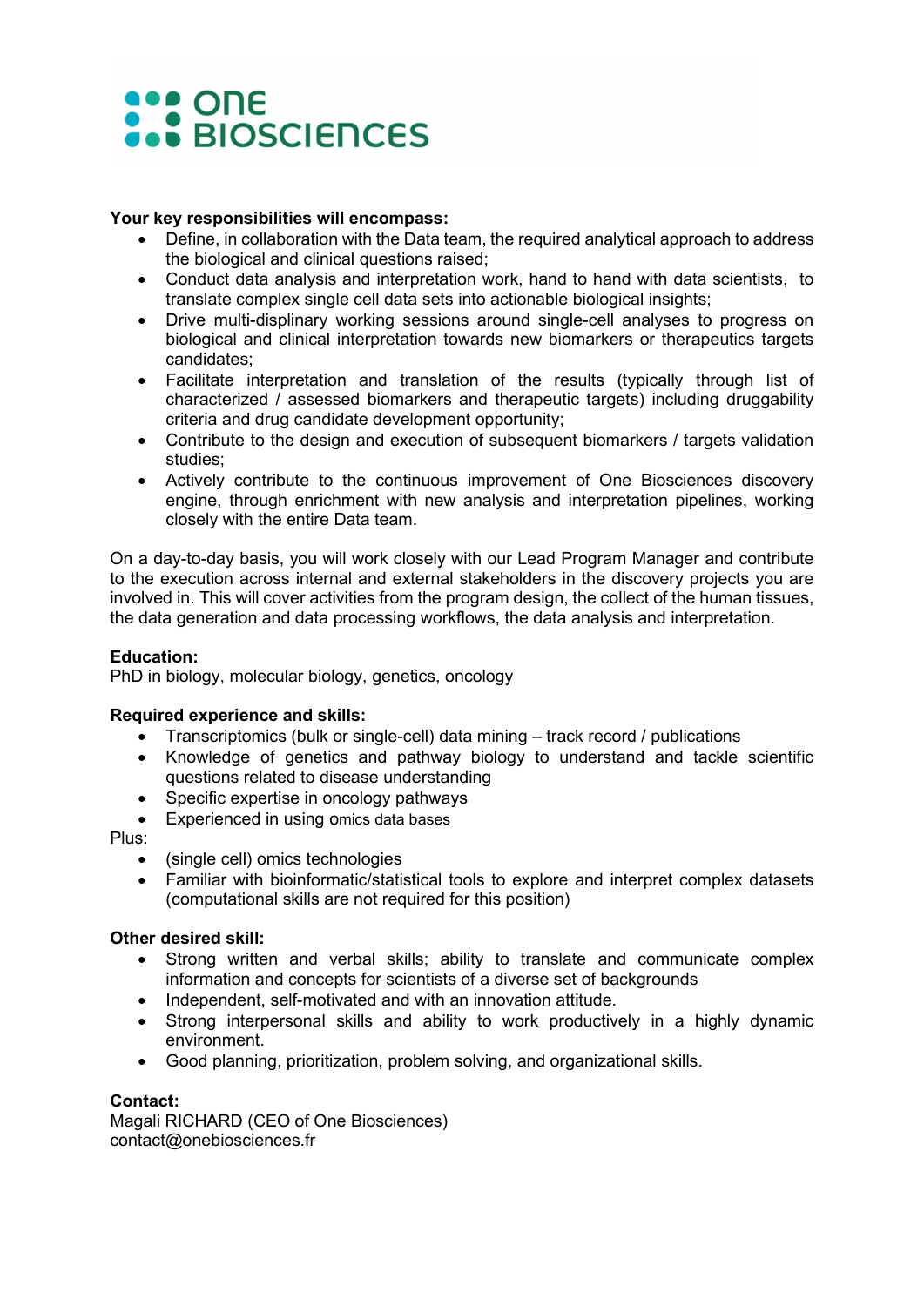**Your key responsibilities will encompass:**

- Define, in collaboration with the Data team, the required analytical approach to address the biological and clinical questions raised;
- Conduct data analysis and interpretation work, hand to hand with data scientists, to translate complex single cell data sets into actionable biological insights;
- Drive multi-displinary working sessions around single-cell analyses to progress on biological and clinical interpretation towards new biomarkers or therapeutics targets candidates;
- Facilitate interpretation and translation of the results (typically through list of characterized / assessed biomarkers and therapeutic targets) including druggability criteria and drug candidate development opportunity;
- Contribute to the design and execution of subsequent biomarkers / targets validation studies;
- Actively contribute to the continuous improvement of One Biosciences discovery engine, through enrichment with new analysis and interpretation pipelines, working closely with the entire Data team.

On a day-to-day basis, you will work closely with our Lead Program Manager and contribute to the execution across internal and external stakeholders in the discovery projects you are involved in. This will cover activities from the program design, the collect of the human tissues, the data generation and data processing workflows, the data analysis and interpretation.

**Education:**
PhD in biology, molecular biology, genetics, oncology

**Required experience and skills:**

- Transcriptomics (bulk or single-cell) data mining – track record / publications
- Knowledge of genetics and pathway biology to understand and tackle scientific questions related to disease understanding
- Specific expertise in oncology pathways
- Experienced in using omics data bases

Plus:

- (single cell) omics technologies
- Familiar with bioinformatic/statistical tools to explore and interpret complex datasets (computational skills are not required for this position)

**Other desired skill:**

- Strong written and verbal skills; ability to translate and communicate complex information and concepts for scientists of a diverse set of backgrounds
- Independent, self-motivated and with an innovation attitude.
- Strong interpersonal skills and ability to work productively in a highly dynamic environment.
- Good planning, prioritization, problem solving, and organizational skills.

**Contact:**
Magali RICHARD (CEO of One Biosciences)
contact@onebiosciences.fr